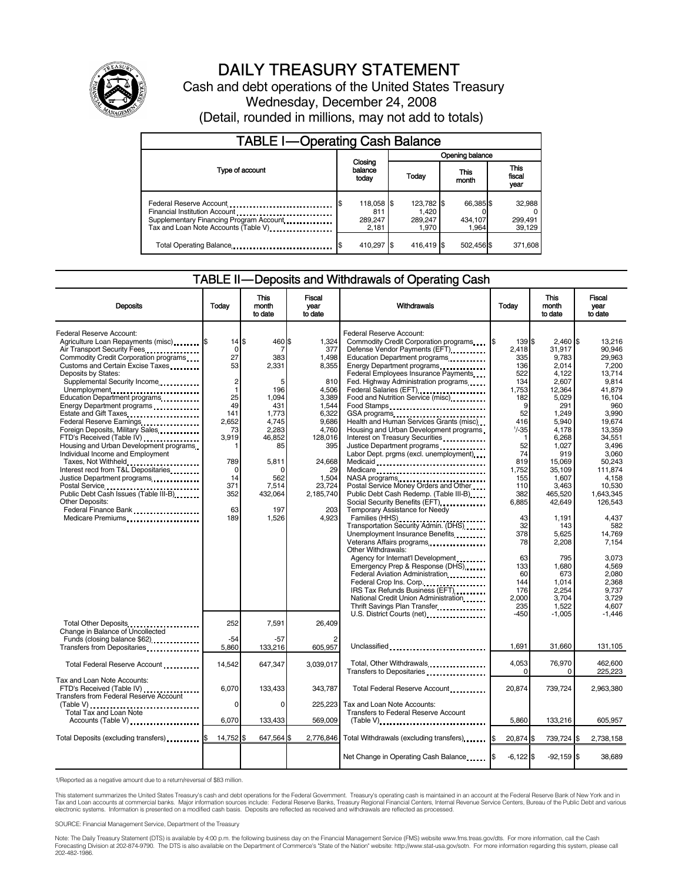# DAILY TREASURY STATEMENT

Cash and debt operations of the United States Treasury

Wednesday, December 24, 2008

(Detail, rounded in millions, may not add to totals)

## TABLE I—Operating Cash Balance

| Type of account | Closing balance today | Opening balance Today | Opening balance This month | Opening balance This fiscal year |
|---|---|---|---|---|
| Federal Reserve Account | $ 118,058 | $ 123,782 | $ 66,385 | $ 32,988 |
| Financial Institution Account | 811 | 1,420 | 0 | 0 |
| Supplementary Financing Program Account | 289,247 | 289,247 | 434,107 | 299,491 |
| Tax and Loan Note Accounts (Table V) | 2,181 | 1,970 | 1,964 | 39,129 |
| Total Operating Balance | $ 410,297 | $ 416,419 | $ 502,456 | $ 371,608 |

## TABLE II—Deposits and Withdrawals of Operating Cash

| Deposits | Today | This month to date | Fiscal year to date |
|---|---|---|---|
| Federal Reserve Account: | | | |
| Agriculture Loan Repayments (misc) | $ 14 | $ 460 | $ 1,324 |
| Air Transport Security Fees | 0 | 7 | 377 |
| Commodity Credit Corporation programs | 27 | 383 | 1,498 |
| Customs and Certain Excise Taxes | 53 | 2,331 | 8,355 |
| Deposits by States: | | | |
| Supplemental Security Income | 2 | 5 | 810 |
| Unemployment | 1 | 196 | 4,506 |
| Education Department programs | 25 | 1,094 | 3,389 |
| Energy Department programs | 49 | 431 | 1,544 |
| Estate and Gift Taxes | 141 | 1,773 | 6,322 |
| Federal Reserve Earnings | 2,652 | 4,745 | 9,686 |
| Foreign Deposits, Military Sales | 73 | 2,283 | 4,760 |
| FTD's Received (Table IV) | 3,919 | 46,852 | 128,016 |
| Housing and Urban Development programs | 1 | 85 | 395 |
| Individual Income and Employment Taxes, Not Withheld | 789 | 5,811 | 24,668 |
| Interest recd from T&L Depositaries | 0 | 0 | 29 |
| Justice Department programs | 14 | 562 | 1,504 |
| Postal Service | 371 | 7,514 | 23,724 |
| Public Debt Cash Issues (Table III-B) | 352 | 432,064 | 2,185,740 |
| Other Deposits: | | | |
| Federal Finance Bank | 63 | 197 | 203 |
| Medicare Premiums | 189 | 1,526 | 4,923 |
| Total Other Deposits | 252 | 7,591 | 26,409 |
| Change in Balance of Uncollected Funds (closing balance $62) | -54 | -57 | 2 |
| Transfers from Depositaries | 5,860 | 133,216 | 605,957 |
| Total Federal Reserve Account | 14,542 | 647,347 | 3,039,017 |
| Tax and Loan Note Accounts: | | | |
| FTD's Received (Table IV) | 6,070 | 133,433 | 343,787 |
| Transfers from Federal Reserve Account (Table V) | 0 | 0 | 225,223 |
| Total Tax and Loan Note Accounts (Table V) | 6,070 | 133,433 | 569,009 |
| Total Deposits (excluding transfers) | $ 14,752 | $ 647,564 | $ 2,776,846 |

| Withdrawals | Today | This month to date | Fiscal year to date |
|---|---|---|---|
| Federal Reserve Account: | | | |
| Commodity Credit Corporation programs | $ 139 | $ 2,460 | $ 13,216 |
| Defense Vendor Payments (EFT) | 2,418 | 31,917 | 90,946 |
| Education Department programs | 335 | 9,783 | 29,963 |
| Energy Department programs | 136 | 2,014 | 7,200 |
| Federal Employees Insurance Payments | 522 | 4,122 | 13,714 |
| Fed. Highway Administration programs | 134 | 2,607 | 9,814 |
| Federal Salaries (EFT) | 1,753 | 12,364 | 41,879 |
| Food and Nutrition Service (misc) | 182 | 5,029 | 16,104 |
| Food Stamps | 9 | 291 | 960 |
| GSA programs | 52 | 1,249 | 3,990 |
| Health and Human Services Grants (misc) | 416 | 5,940 | 19,674 |
| Housing and Urban Development programs | [1]-35 | 4,178 | 13,359 |
| Interest on Treasury Securities | 1 | 6,268 | 34,551 |
| Justice Department programs | 52 | 1,027 | 3,496 |
| Labor Dept. prgms (excl. unemployment) | 74 | 919 | 3,060 |
| Medicaid | 819 | 15,069 | 50,243 |
| Medicare | 1,752 | 35,109 | 111,874 |
| NASA programs | 155 | 1,607 | 4,158 |
| Postal Service Money Orders and Other | 110 | 3,463 | 10,530 |
| Public Debt Cash Redemp. (Table III-B) | 382 | 465,520 | 1,643,345 |
| Social Security Benefits (EFT) | 6,885 | 42,649 | 126,543 |
| Temporary Assistance for Needy Families (HHS) | 43 | 1,191 | 4,437 |
| Transportation Security Admin. (DHS) | 32 | 143 | 582 |
| Unemployment Insurance Benefits | 378 | 5,625 | 14,769 |
| Veterans Affairs programs | 78 | 2,208 | 7,154 |
| Other Withdrawals: | | | |
| Agency for Internat'l Development | 63 | 795 | 3,073 |
| Emergency Prep & Response (DHS) | 133 | 1,680 | 4,569 |
| Federal Aviation Administration | 60 | 673 | 2,080 |
| Federal Crop Ins. Corp. | 144 | 1,014 | 2,368 |
| IRS Tax Refunds Business (EFT) | 176 | 2,254 | 9,737 |
| National Credit Union Administration | 2,000 | 3,704 | 3,729 |
| Thrift Savings Plan Transfer | 235 | 1,522 | 4,607 |
| U.S. District Courts (net) | -450 | -1,005 | -1,446 |
| Unclassified | 1,691 | 31,660 | 131,105 |
| Total, Other Withdrawals | 4,053 | 76,970 | 462,600 |
| Transfers to Depositaries | 0 | 0 | 225,223 |
| Total Federal Reserve Account | 20,874 | 739,724 | 2,963,380 |
| Tax and Loan Note Accounts: | | | |
| Transfers to Federal Reserve Account (Table V) | 5,860 | 133,216 | 605,957 |
| Total Withdrawals (excluding transfers) | $ 20,874 | $ 739,724 | $ 2,738,158 |
| Net Change in Operating Cash Balance | $ -6,122 | $ -92,159 | $ 38,689 |

1/Reported as a negative amount due to a return/reversal of $83 million.

This statement summarizes the United States Treasury's cash and debt operations for the Federal Government. Treasury's operating cash is maintained in an account at the Federal Reserve Bank of New York and in Tax and Loan accounts at commercial banks. Major information sources include: Federal Reserve Banks, Treasury Regional Financial Centers, Internal Revenue Service Centers, Bureau of the Public Debt and various electronic systems. Information is presented on a modified cash basis. Deposits are reflected as received and withdrawals are reflected as processed.

SOURCE: Financial Management Service, Department of the Treasury

Note: The Daily Treasury Statement (DTS) is available by 4:00 p.m. the following business day on the Financial Management Service (FMS) website www.fms.treas.gov/dts. For more information, call the Cash Forecasting Division at 202-874-9790. The DTS is also available on the Department of Commerce's "State of the Nation" website: http://www.stat-usa.gov/sotn. For more information regarding this system, please call 202-482-1986.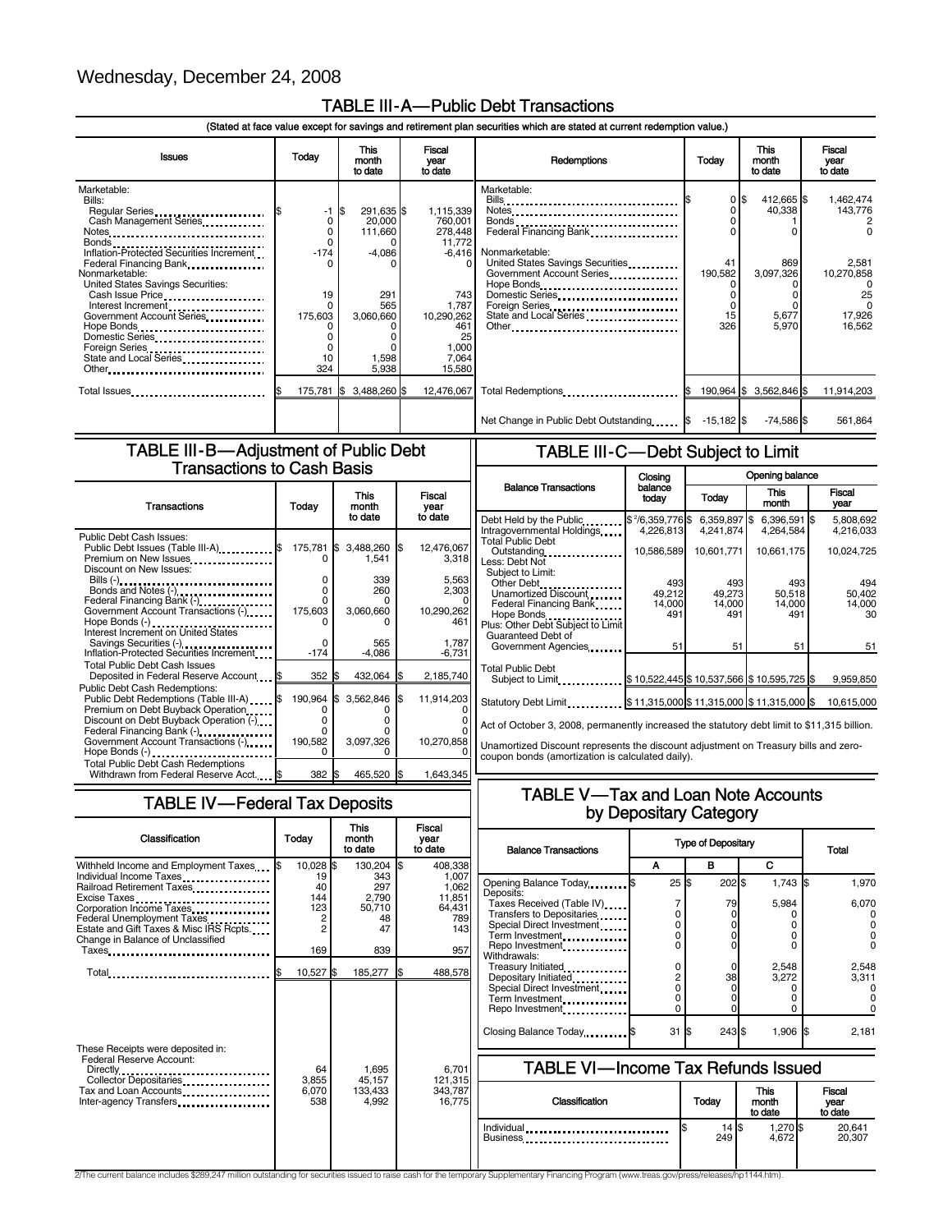Wednesday, December 24, 2008

## TABLE III-A—Public Debt Transactions

(Stated at face value except for savings and retirement plan securities which are stated at current redemption value.)

| Issues | Today | This month to date | Fiscal year to date |
|---|---|---|---|
| Marketable: | | | |
| Bills: | | | |
| Regular Series | $ -1 | $ 291,635 | $ 1,115,339 |
| Cash Management Series | 0 | 20,000 | 760,001 |
| Notes | 0 | 111,660 | 278,448 |
| Bonds | 0 | 0 | 11,772 |
| Inflation-Protected Securities Increment | -174 | -4,086 | -6,416 |
| Federal Financing Bank | 0 | 0 | 0 |
| Nonmarketable: | | | |
| United States Savings Securities: | | | |
| Cash Issue Price | 19 | 291 | 743 |
| Interest Increment | 0 | 565 | 1,787 |
| Government Account Series | 175,603 | 3,060,660 | 10,290,262 |
| Hope Bonds | 0 | 0 | 461 |
| Domestic Series | 0 | 0 | 25 |
| Foreign Series | 0 | 0 | 1,000 |
| State and Local Series | 10 | 1,598 | 7,064 |
| Other | 324 | 5,938 | 15,580 |
| Total Issues | $ 175,781 | $ 3,488,260 | $ 12,476,067 |

| Redemptions | Today | This month to date | Fiscal year to date |
|---|---|---|---|
| Marketable: | | | |
| Bills | $ 0 | $ 412,665 | $ 1,462,474 |
| Notes | 0 | 40,338 | 143,776 |
| Bonds | 0 | 1 | 2 |
| Federal Financing Bank | 0 | 0 | 0 |
| Nonmarketable: | | | |
| United States Savings Securities | 41 | 869 | 2,581 |
| Government Account Series | 190,582 | 3,097,326 | 10,270,858 |
| Hope Bonds | 0 | 0 | 0 |
| Domestic Series | 0 | 0 | 25 |
| Foreign Series | 0 | 0 | 0 |
| State and Local Series | 15 | 5,677 | 17,926 |
| Other | 326 | 5,970 | 16,562 |
| Total Redemptions | $ 190,964 | $ 3,562,846 | $ 11,914,203 |
| Net Change in Public Debt Outstanding | $ -15,182 | $ -74,586 | $ 561,864 |

## TABLE III-B—Adjustment of Public Debt Transactions to Cash Basis

| Transactions | Today | This month to date | Fiscal year to date |
|---|---|---|---|
| Public Debt Cash Issues: | | | |
| Public Debt Issues (Table III-A) | $ 175,781 | $ 3,488,260 | $ 12,476,067 |
| Premium on New Issues | 0 | 1,541 | 3,318 |
| Discount on New Issues: | | | |
| Bills (-) | 0 | 339 | 5,563 |
| Bonds and Notes (-) | 0 | 260 | 2,303 |
| Federal Financing Bank (-) | 0 | 0 | 0 |
| Government Account Transactions (-) | 175,603 | 3,060,660 | 10,290,262 |
| Hope Bonds (-) | 0 | 0 | 461 |
| Interest Increment on United States Savings Securities (-) | 0 | 565 | 1,787 |
| Inflation-Protected Securities Increment | -174 | -4,086 | -6,731 |
| Total Public Debt Cash Issues Deposited in Federal Reserve Account | $ 352 | $ 432,064 | $ 2,185,740 |
| Public Debt Cash Redemptions: | | | |
| Public Debt Redemptions (Table III-A) | $ 190,964 | $ 3,562,846 | $ 11,914,203 |
| Premium on Debt Buyback Operation | 0 | 0 | 0 |
| Discount on Debt Buyback Operation (-) | 0 | 0 | 0 |
| Federal Financing Bank (-) | 0 | 0 | 0 |
| Government Account Transactions (-) | 190,582 | 3,097,326 | 10,270,858 |
| Hope Bonds (-) | 0 | 0 | 0 |
| Total Public Debt Cash Redemptions Withdrawn from Federal Reserve Acct. | $ 382 | $ 465,520 | $ 1,643,345 |

## TABLE III-C—Debt Subject to Limit

| Balance Transactions | Closing balance today | Opening balance Today | Opening balance This month | Opening balance Fiscal year |
|---|---|---|---|---|
| Debt Held by the Public | $ [2]6,359,776 | $ 6,359,897 | $ 6,396,591 | $ 5,808,692 |
| Intragovernmental Holdings | 4,226,813 | 4,241,874 | 4,264,584 | 4,216,033 |
| Total Public Debt Outstanding | 10,586,589 | 10,601,771 | 10,661,175 | 10,024,725 |
| Less: Debt Not Subject to Limit: | | | | |
| Other Debt | 493 | 493 | 493 | 494 |
| Unamortized Discount | 49,212 | 49,273 | 50,518 | 50,402 |
| Federal Financing Bank | 14,000 | 14,000 | 14,000 | 14,000 |
| Hope Bonds | 491 | 491 | 491 | 30 |
| Plus: Other Debt Subject to Limit Guaranteed Debt of Government Agencies | 51 | 51 | 51 | 51 |
| Total Public Debt Subject to Limit | $ 10,522,445 | $ 10,537,566 | $ 10,595,725 | $ 9,959,850 |
| Statutory Debt Limit | $ 11,315,000 | $ 11,315,000 | $ 11,315,000 | $ 10,615,000 |

Act of October 3, 2008, permanently increased the statutory debt limit to $11,315 billion.

Unamortized Discount represents the discount adjustment on Treasury bills and zero-coupon bonds (amortization is calculated daily).

## TABLE IV—Federal Tax Deposits

| Classification | Today | This month to date | Fiscal year to date |
|---|---|---|---|
| Withheld Income and Employment Taxes | $ 10,028 | $ 130,204 | $ 408,338 |
| Individual Income Taxes | 19 | 343 | 1,007 |
| Railroad Retirement Taxes | 40 | 297 | 1,062 |
| Excise Taxes | 144 | 2,790 | 11,851 |
| Corporation Income Taxes | 123 | 50,710 | 64,431 |
| Federal Unemployment Taxes | 2 | 48 | 789 |
| Estate and Gift Taxes & Misc IRS Rcpts. | 2 | 47 | 143 |
| Change in Balance of Unclassified Taxes | 169 | 839 | 957 |
| Total | $ 10,527 | $ 185,277 | $ 488,578 |
| These Receipts were deposited in: | | | |
| Federal Reserve Account: | | | |
| Directly | 64 | 1,695 | 6,701 |
| Collector Depositaries | 3,855 | 45,157 | 121,315 |
| Tax and Loan Accounts | 6,070 | 133,433 | 343,787 |
| Inter-agency Transfers | 538 | 4,992 | 16,775 |

## TABLE V—Tax and Loan Note Accounts by Depositary Category

| Balance Transactions | Type of Depositary A | Type of Depositary B | Type of Depositary C | Total |
|---|---|---|---|---|
| Opening Balance Today | $ 25 | $ 202 | $ 1,743 | $ 1,970 |
| Deposits: | | | | |
| Taxes Received (Table IV) | 7 | 79 | 5,984 | 6,070 |
| Transfers to Depositaries | 0 | 0 | 0 | 0 |
| Special Direct Investment | 0 | 0 | 0 | 0 |
| Term Investment | 0 | 0 | 0 | 0 |
| Repo Investment | 0 | 0 | 0 | 0 |
| Withdrawals: | | | | |
| Treasury Initiated | 0 | 0 | 2,548 | 2,548 |
| Depositary Initiated | 2 | 38 | 3,272 | 3,311 |
| Special Direct Investment | 0 | 0 | 0 | 0 |
| Term Investment | 0 | 0 | 0 | 0 |
| Repo Investment | 0 | 0 | 0 | 0 |
| Closing Balance Today | $ 31 | $ 243 | $ 1,906 | $ 2,181 |

## TABLE VI—Income Tax Refunds Issued

| Classification | Today | This month to date | Fiscal year to date |
|---|---|---|---|
| Individual | $ 14 | $ 1,270 | $ 20,641 |
| Business | 249 | 4,672 | 20,307 |

2/The current balance includes $289,247 million outstanding for securities issued to raise cash for the temporary Supplementary Financing Program (www.treas.gov/press/releases/hp1144.htm).